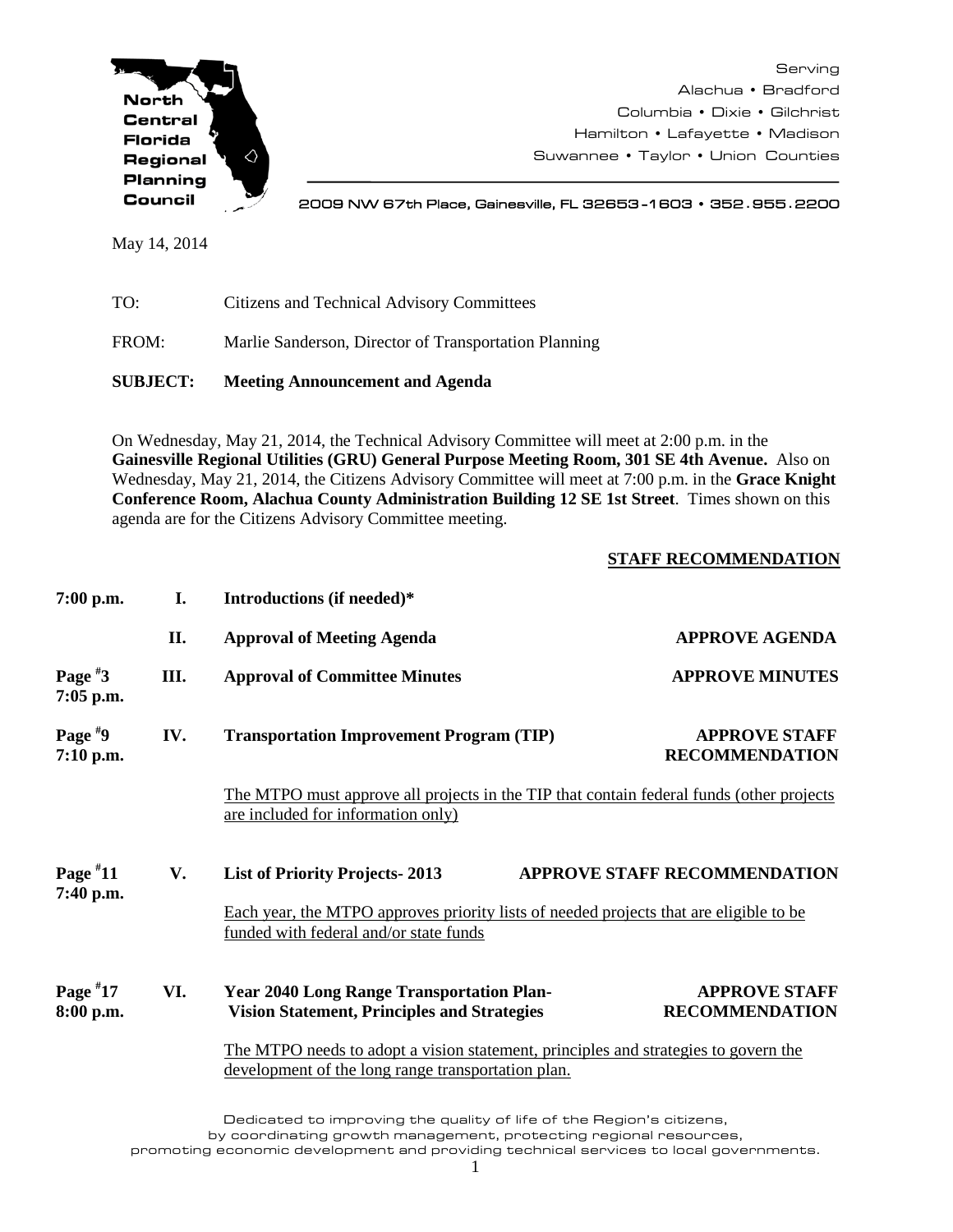North Central Florida Regional Planning Council

Serving
Alachua • Bradford
Columbia • Dixie • Gilchrist
Hamilton • Lafayette • Madison
Suwannee • Taylor • Union Counties

2009 NW 67th Place, Gainesville, FL 32653-1603 • 352.955.2200

May 14, 2014

TO: Citizens and Technical Advisory Committees

FROM: Marlie Sanderson, Director of Transportation Planning

**SUBJECT: Meeting Announcement and Agenda**

On Wednesday, May 21, 2014, the Technical Advisory Committee will meet at 2:00 p.m. in the **Gainesville Regional Utilities (GRU) General Purpose Meeting Room, 301 SE 4th Avenue.** Also on Wednesday, May 21, 2014, the Citizens Advisory Committee will meet at 7:00 p.m. in the **Grace Knight Conference Room, Alachua County Administration Building 12 SE 1st Street**. Times shown on this agenda are for the Citizens Advisory Committee meeting.

**STAFF RECOMMENDATION**

**7:00 p.m.** **I. Introductions (if needed)***

**II. Approval of Meeting Agenda** — **APPROVE AGENDA**

**Page #3 7:05 p.m.** **III. Approval of Committee Minutes** — **APPROVE MINUTES**

**Page #9 7:10 p.m.** **IV. Transportation Improvement Program (TIP)** — **APPROVE STAFF RECOMMENDATION**

The MTPO must approve all projects in the TIP that contain federal funds (other projects are included for information only)

**Page #11 7:40 p.m.** **V. List of Priority Projects- 2013** — **APPROVE STAFF RECOMMENDATION**

Each year, the MTPO approves priority lists of needed projects that are eligible to be funded with federal and/or state funds

**Page #17 8:00 p.m.** **VI. Year 2040 Long Range Transportation Plan- Vision Statement, Principles and Strategies** — **APPROVE STAFF RECOMMENDATION**

The MTPO needs to adopt a vision statement, principles and strategies to govern the development of the long range transportation plan.

Dedicated to improving the quality of life of the Region's citizens, by coordinating growth management, protecting regional resources, promoting economic development and providing technical services to local governments.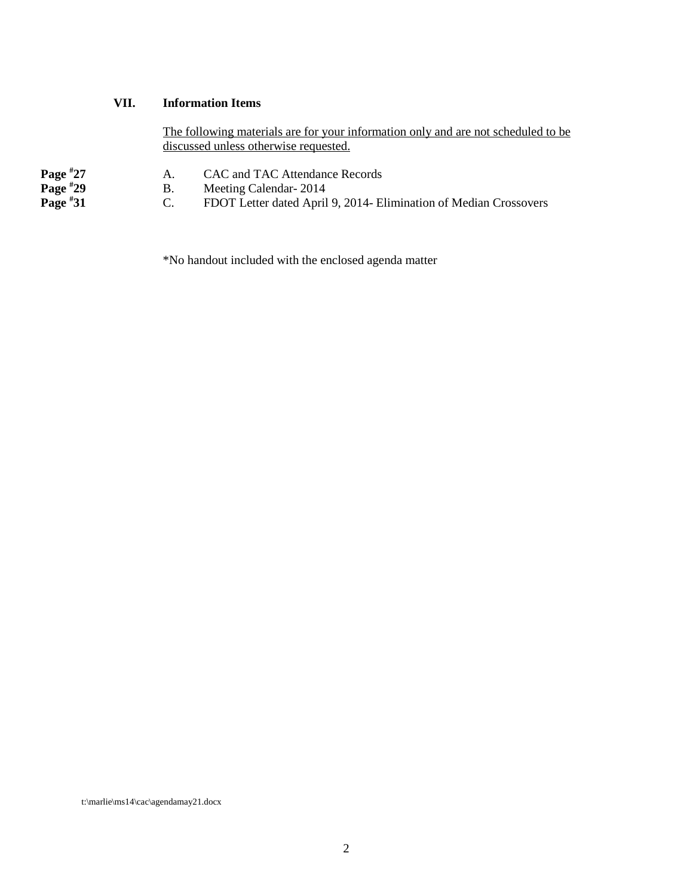**VII. Information Items**

The following materials are for your information only and are not scheduled to be discussed unless otherwise requested.

**Page #27** A. CAC and TAC Attendance Records

**Page #29** B. Meeting Calendar- 2014

**Page #31** C. FDOT Letter dated April 9, 2014- Elimination of Median Crossovers

*No handout included with the enclosed agenda matter

t:\marlie\ms14\cac\agendamay21.docx